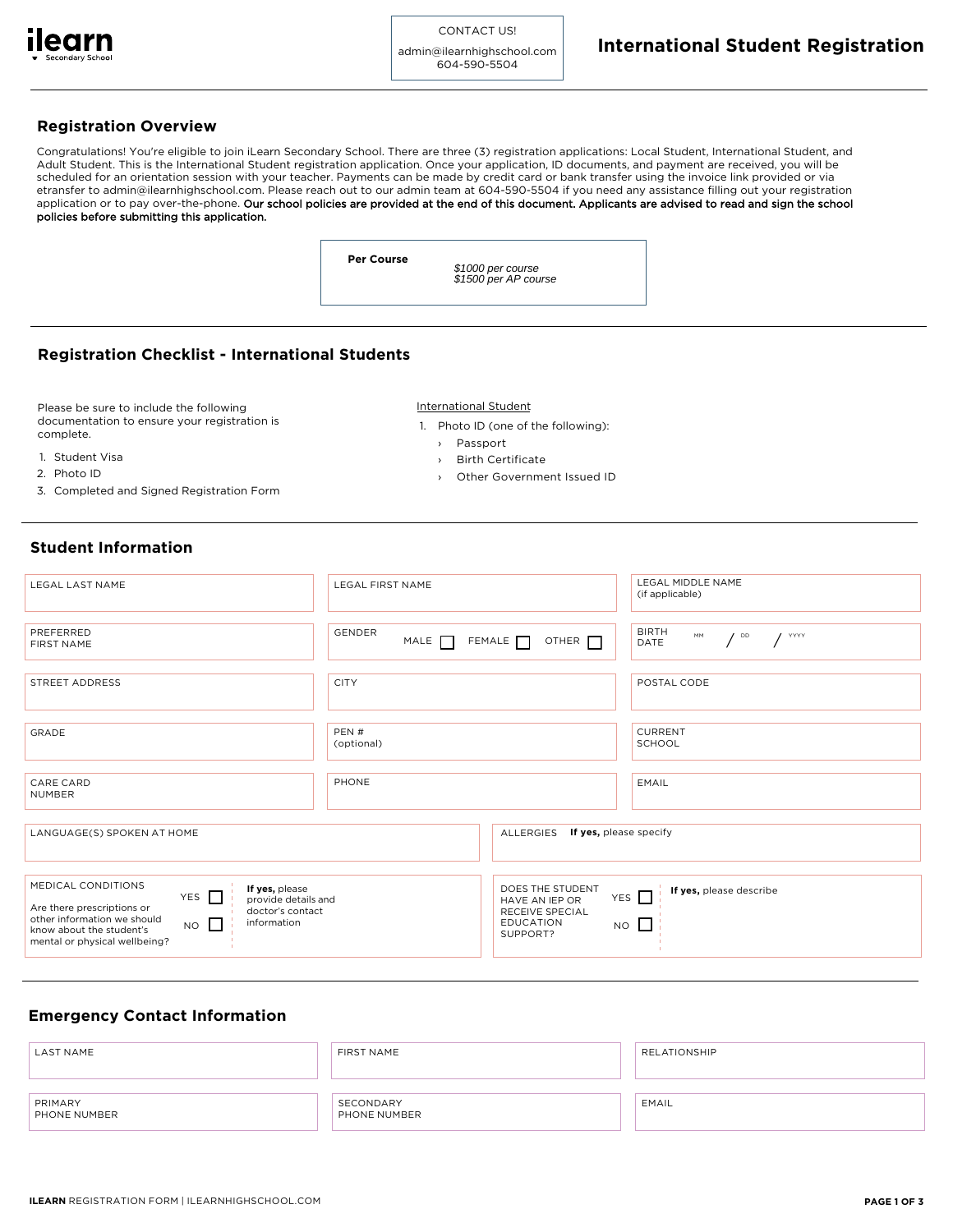**ilearn** Secondary School

CONTACT US!

admin@ilearnhighschool.com
604-590-5504

# International Student Registration

## Registration Overview

Congratulations! You're eligible to join iLearn Secondary School. There are three (3) registration applications: Local Student, International Student, and Adult Student. This is the International Student registration application. Once your application, ID documents, and payment are received, you will be scheduled for an orientation session with your teacher. Payments can be made by credit card or bank transfer using the invoice link provided or via etransfer to admin@ilearnhighschool.com. Please reach out to our admin team at 604-590-5504 if you need any assistance filling out your registration application or to pay over-the-phone. **Our school policies are provided at the end of this document. Applicants are advised to read and sign the school policies before submitting this application.**

| **Per Course** | *$1000 per course*<br>*$1500 per AP course* |
|---|---|

## Registration Checklist - International Students

Please be sure to include the following documentation to ensure your registration is complete.

1. Student Visa
2. Photo ID
3. Completed and Signed Registration Form

International Student

1. Photo ID (one of the following):
   - Passport
   - Birth Certificate
   - Other Government Issued ID

## Student Information

| LEGAL LAST NAME | LEGAL FIRST NAME | LEGAL MIDDLE NAME (if applicable) |
|---|---|---|
| PREFERRED FIRST NAME | GENDER MALE ☐ FEMALE ☐ OTHER ☐ | BIRTH DATE MM / DD / YYYY |
| STREET ADDRESS | CITY | POSTAL CODE |
| GRADE | PEN # (optional) | CURRENT SCHOOL |
| CARE CARD NUMBER | PHONE | EMAIL |

| LANGUAGE(S) SPOKEN AT HOME | ALLERGIES **If yes,** please specify |
|---|---|

| MEDICAL CONDITIONS<br>Are there prescriptions or other information we should know about the student's mental or physical wellbeing? | YES ☐<br>NO ☐ | **If yes,** please provide details and doctor's contact information | DOES THE STUDENT HAVE AN IEP OR RECEIVE SPECIAL EDUCATION SUPPORT? | YES ☐<br>NO ☐ | **If yes,** please describe |
|---|---|---|---|---|---|

## Emergency Contact Information

| LAST NAME | FIRST NAME | RELATIONSHIP |
|---|---|---|
| PRIMARY PHONE NUMBER | SECONDARY PHONE NUMBER | EMAIL |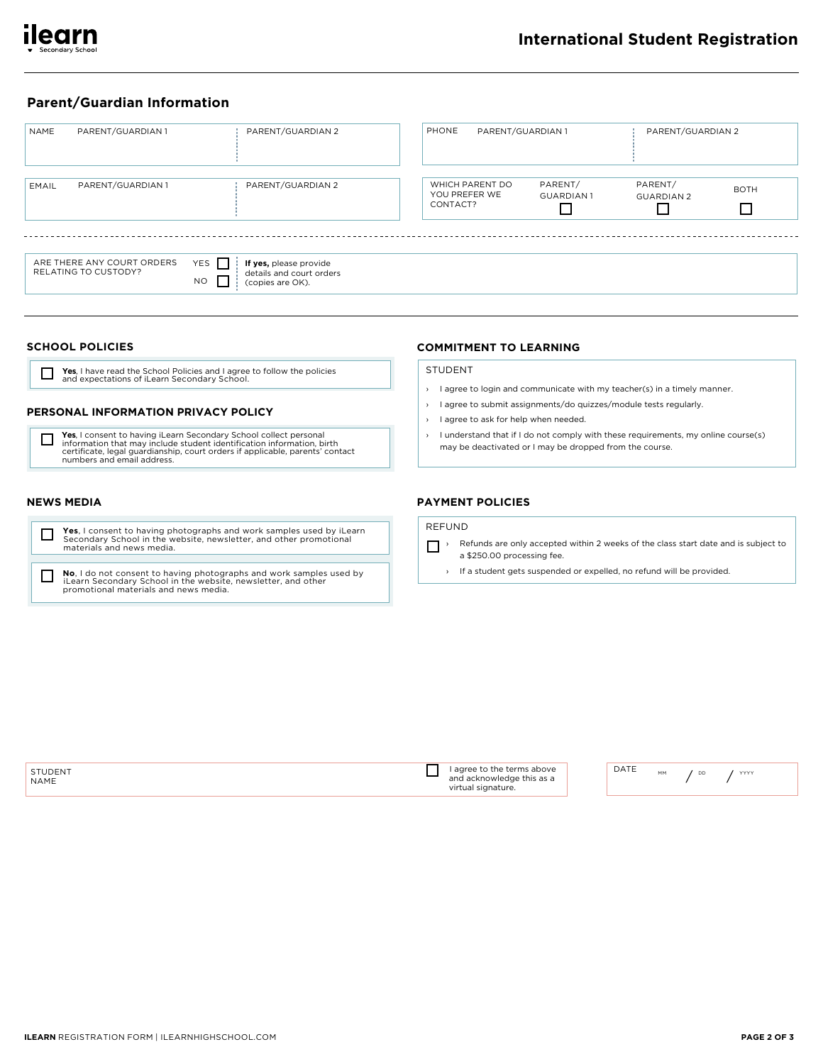# International Student Registration

## Parent/Guardian Information

| NAME | PARENT/GUARDIAN 1 | PARENT/GUARDIAN 2 |
| --- | --- | --- |
| | | |

| PHONE | PARENT/GUARDIAN 1 | PARENT/GUARDIAN 2 |
| --- | --- | --- |
| | | |

| EMAIL | PARENT/GUARDIAN 1 | PARENT/GUARDIAN 2 |
| --- | --- | --- |
| | | |

| WHICH PARENT DO YOU PREFER WE CONTACT? | PARENT/ GUARDIAN 1 | PARENT/ GUARDIAN 2 | BOTH |
| --- | --- | --- | --- |
| | ☐ | ☐ | ☐ |

ARE THERE ANY COURT ORDERS RELATING TO CUSTODY? YES ☐ NO ☐

**If yes,** please provide details and court orders (copies are OK).

### SCHOOL POLICIES

☐ **Yes**, I have read the School Policies and I agree to follow the policies and expectations of iLearn Secondary School.

### PERSONAL INFORMATION PRIVACY POLICY

☐ **Yes**, I consent to having iLearn Secondary School collect personal information that may include student identification information, birth certificate, legal guardianship, court orders if applicable, parents' contact numbers and email address.

### NEWS MEDIA

☐ **Yes**, I consent to having photographs and work samples used by iLearn Secondary School in the website, newsletter, and other promotional materials and news media.

☐ **No**, I do not consent to having photographs and work samples used by iLearn Secondary School in the website, newsletter, and other promotional materials and news media.

### COMMITMENT TO LEARNING

STUDENT

- I agree to login and communicate with my teacher(s) in a timely manner.
- I agree to submit assignments/do quizzes/module tests regularly.
- I agree to ask for help when needed.
- I understand that if I do not comply with these requirements, my online course(s) may be deactivated or I may be dropped from the course.

### PAYMENT POLICIES

REFUND

☐
- Refunds are only accepted within 2 weeks of the class start date and is subject to a $250.00 processing fee.
- If a student gets suspended or expelled, no refund will be provided.

STUDENT NAME

☐ I agree to the terms above and acknowledge this as a virtual signature.

DATE MM / DD / YYYY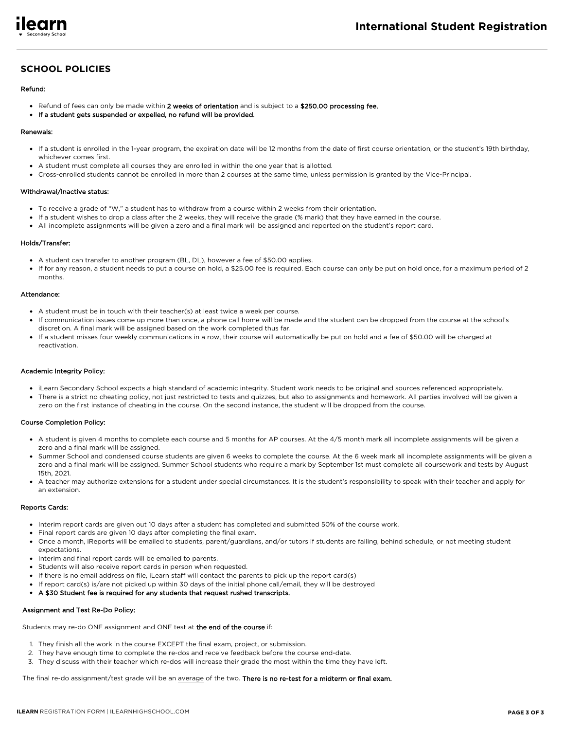## SCHOOL POLICIES

### Refund:

- Refund of fees can only be made within **2 weeks of orientation** and is subject to a **$250.00 processing fee.**
- **If a student gets suspended or expelled, no refund will be provided.**

### Renewals:

- If a student is enrolled in the 1-year program, the expiration date will be 12 months from the date of first course orientation, or the student's 19th birthday, whichever comes first.
- A student must complete all courses they are enrolled in within the one year that is allotted.
- Cross-enrolled students cannot be enrolled in more than 2 courses at the same time, unless permission is granted by the Vice-Principal.

### Withdrawal/Inactive status:

- To receive a grade of "W," a student has to withdraw from a course within 2 weeks from their orientation.
- If a student wishes to drop a class after the 2 weeks, they will receive the grade (% mark) that they have earned in the course.
- All incomplete assignments will be given a zero and a final mark will be assigned and reported on the student's report card.

### Holds/Transfer:

- A student can transfer to another program (BL, DL), however a fee of $50.00 applies.
- If for any reason, a student needs to put a course on hold, a $25.00 fee is required. Each course can only be put on hold once, for a maximum period of 2 months.

### Attendance:

- A student must be in touch with their teacher(s) at least twice a week per course.
- If communication issues come up more than once, a phone call home will be made and the student can be dropped from the course at the school's discretion. A final mark will be assigned based on the work completed thus far.
- If a student misses four weekly communications in a row, their course will automatically be put on hold and a fee of $50.00 will be charged at reactivation.

### Academic Integrity Policy:

- iLearn Secondary School expects a high standard of academic integrity. Student work needs to be original and sources referenced appropriately.
- There is a strict no cheating policy, not just restricted to tests and quizzes, but also to assignments and homework. All parties involved will be given a zero on the first instance of cheating in the course. On the second instance, the student will be dropped from the course.

### Course Completion Policy:

- A student is given 4 months to complete each course and 5 months for AP courses. At the 4/5 month mark all incomplete assignments will be given a zero and a final mark will be assigned.
- Summer School and condensed course students are given 6 weeks to complete the course. At the 6 week mark all incomplete assignments will be given a zero and a final mark will be assigned. Summer School students who require a mark by September 1st must complete all coursework and tests by August 15th, 2021.
- A teacher may authorize extensions for a student under special circumstances. It is the student's responsibility to speak with their teacher and apply for an extension.

### Reports Cards:

- Interim report cards are given out 10 days after a student has completed and submitted 50% of the course work.
- Final report cards are given 10 days after completing the final exam.
- Once a month, iReports will be emailed to students, parent/guardians, and/or tutors if students are failing, behind schedule, or not meeting student expectations.
- Interim and final report cards will be emailed to parents.
- Students will also receive report cards in person when requested.
- If there is no email address on file, iLearn staff will contact the parents to pick up the report card(s)
- If report card(s) is/are not picked up within 30 days of the initial phone call/email, they will be destroyed
- **A $30 Student fee is required for any students that request rushed transcripts.**

### Assignment and Test Re-Do Policy:

Students may re-do ONE assignment and ONE test at **the end of the course** if:

1. They finish all the work in the course EXCEPT the final exam, project, or submission.
2. They have enough time to complete the re-dos and receive feedback before the course end-date.
3. They discuss with their teacher which re-dos will increase their grade the most within the time they have left.

The final re-do assignment/test grade will be an average of the two. **There is no re-test for a midterm or final exam.**